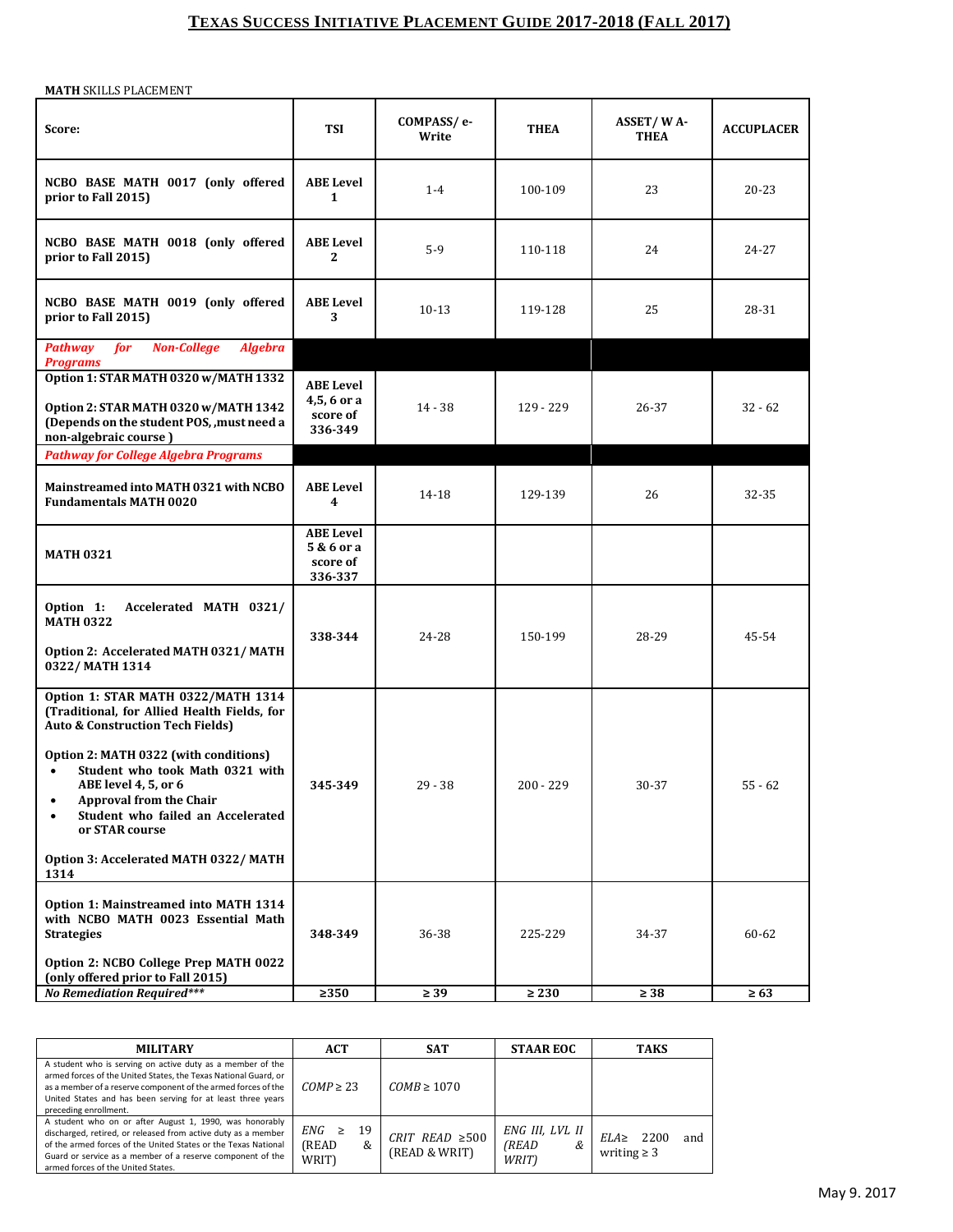# TEXAS SUCCESS INITIATIVE PLACEMENT GUIDE 2017-2018 (FALL 2017)

**MATH** SKILLS PLACEMENT

| Score: | TSI | COMPASS/ e-Write | THEA | ASSET/ W A-THEA | ACCUPLACER |
|---|---|---|---|---|---|
| **NCBO BASE MATH 0017 (only offered prior to Fall 2015)** | **ABE Level 1** | 1-4 | 100-109 | 23 | 20-23 |
| **NCBO BASE MATH 0018 (only offered prior to Fall 2015)** | **ABE Level 2** | 5-9 | 110-118 | 24 | 24-27 |
| **NCBO BASE MATH 0019 (only offered prior to Fall 2015)** | **ABE Level 3** | 10-13 | 119-128 | 25 | 28-31 |
| ***Pathway for Non-College Algebra Programs*** | | | | | |
| **Option 1: STAR MATH 0320 w/MATH 1332**<br><br>**Option 2: STAR MATH 0320 w/MATH 1342 (Depends on the student POS, ,must need a non-algebraic course )** | **ABE Level 4,5, 6 or a score of 336-349** | 14 - 38 | 129 - 229 | 26-37 | 32 - 62 |
| ***Pathway for College Algebra Programs*** | | | | | |
| **Mainstreamed into MATH 0321 with NCBO Fundamentals MATH 0020** | **ABE Level 4** | 14-18 | 129-139 | 26 | 32-35 |
| **MATH 0321** | **ABE Level 5 & 6 or a score of 336-337** | | | | |
| **Option 1: Accelerated MATH 0321/ MATH 0322**<br><br>**Option 2: Accelerated MATH 0321/ MATH 0322/ MATH 1314** | **338-344** | 24-28 | 150-199 | 28-29 | 45-54 |
| **Option 1: STAR MATH 0322/MATH 1314 (Traditional, for Allied Health Fields, for Auto & Construction Tech Fields)**<br><br>**Option 2: MATH 0322 (with conditions)**<br>• **Student who took Math 0321 with ABE level 4, 5, or 6**<br>• **Approval from the Chair**<br>• **Student who failed an Accelerated or STAR course**<br><br>**Option 3: Accelerated MATH 0322/ MATH 1314** | **345-349** | 29 - 38 | 200 - 229 | 30-37 | 55 - 62 |
| **Option 1: Mainstreamed into MATH 1314 with NCBO MATH 0023 Essential Math Strategies**<br><br>**Option 2: NCBO College Prep MATH 0022 (only offered prior to Fall 2015)** | **348-349** | 36-38 | 225-229 | 34-37 | 60-62 |
| ***No Remediation Required**** | **≥350** | **≥ 39** | **≥ 230** | **≥ 38** | **≥ 63** |

| MILITARY | ACT | SAT | STAAR EOC | TAKS |
|---|---|---|---|---|
| A student who is serving on active duty as a member of the armed forces of the United States, the Texas National Guard, or as a member of a reserve component of the armed forces of the United States and has been serving for at least three years preceding enrollment. | *COMP* ≥ 23 | *COMB* ≥ 1070 | | |
| A student who on or after August 1, 1990, was honorably discharged, retired, or released from active duty as a member of the armed forces of the United States or the Texas National Guard or service as a member of a reserve component of the armed forces of the United States. | *ENG* ≥ 19 (READ & WRIT) | *CRIT READ* ≥500 (READ & WRIT) | *ENG III, LVL II (READ & WRIT)* | *ELA*≥ 2200 and writing ≥ 3 |

May 9. 2017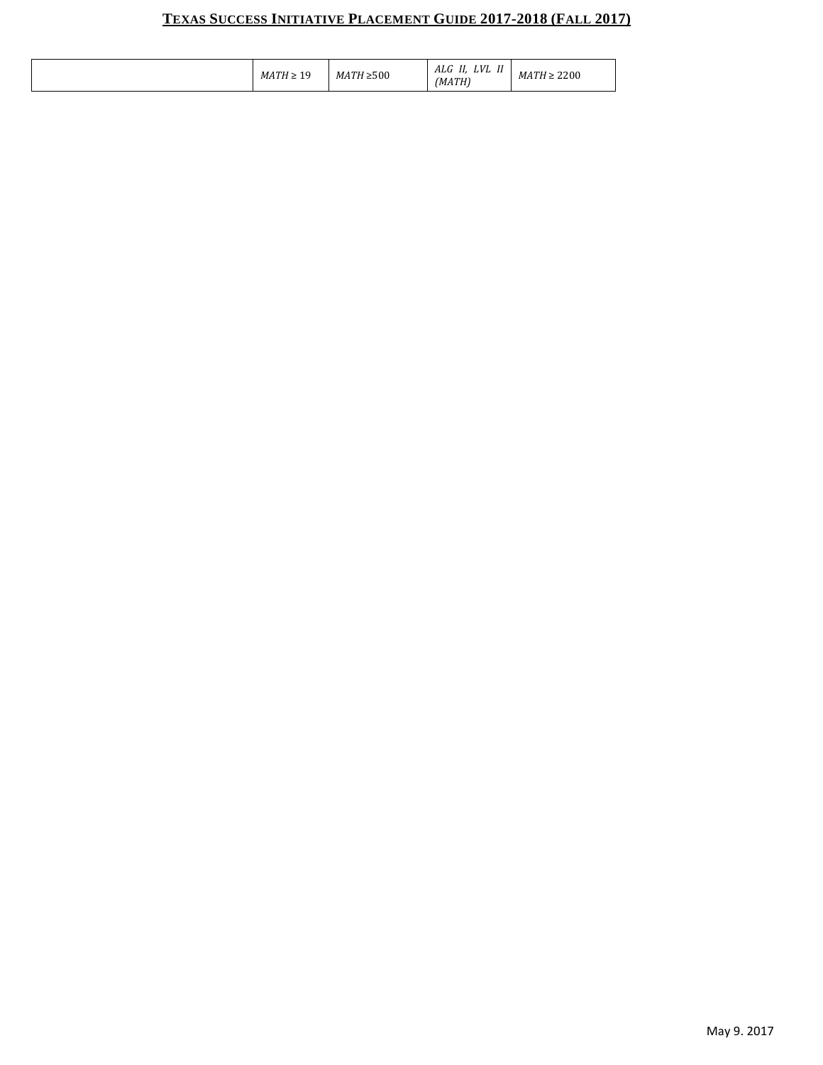| | | | | |
|---|---|---|---|---|
| | MATH ≥ 19 | MATH ≥500 | ALG II, LVL II (MATH) | MATH ≥ 2200 |